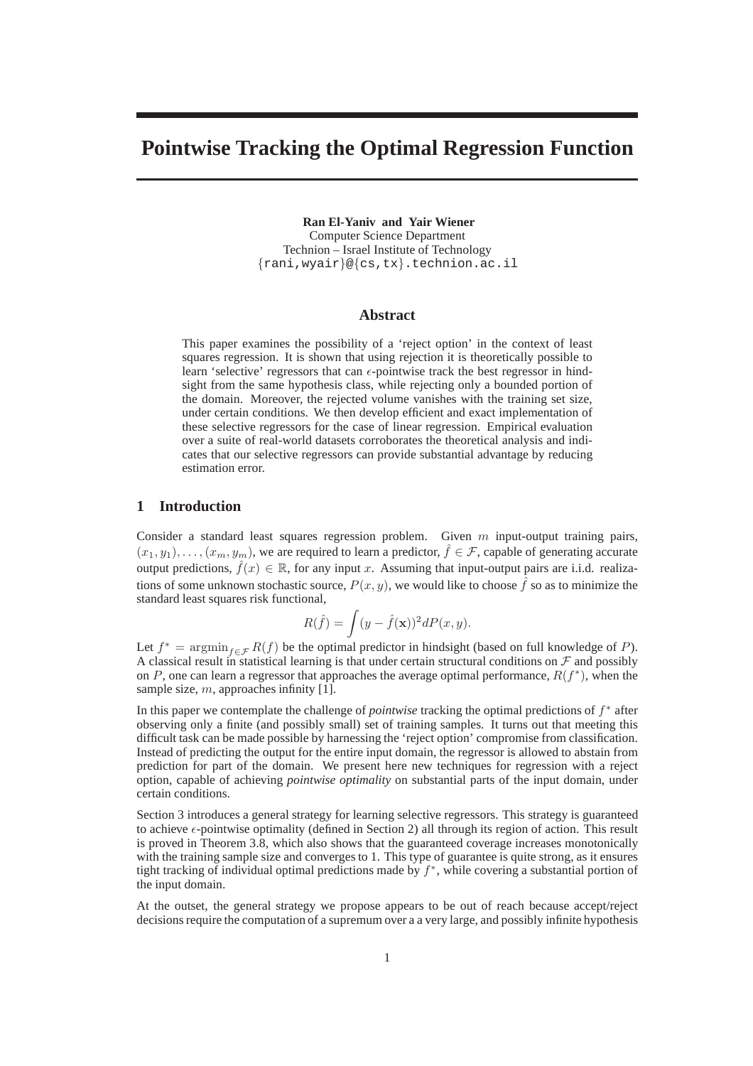# Pointwise Tracking the Optimal Regression Function

**Ran El-Yaniv and Yair Wiener**
Computer Science Department
Technion – Israel Institute of Technology
{rani,wyair}@{cs,tx}.technion.ac.il

## Abstract

This paper examines the possibility of a 'reject option' in the context of least squares regression. It is shown that using rejection it is theoretically possible to learn 'selective' regressors that can $\epsilon$-pointwise track the best regressor in hindsight from the same hypothesis class, while rejecting only a bounded portion of the domain. Moreover, the rejected volume vanishes with the training set size, under certain conditions. We then develop efficient and exact implementation of these selective regressors for the case of linear regression. Empirical evaluation over a suite of real-world datasets corroborates the theoretical analysis and indicates that our selective regressors can provide substantial advantage by reducing estimation error.

## 1 Introduction

Consider a standard least squares regression problem. Given $m$ input-output training pairs, $(x_1, y_1), \ldots, (x_m, y_m)$, we are required to learn a predictor, $\hat{f} \in \mathcal{F}$, capable of generating accurate output predictions, $\hat{f}(x) \in \mathbb{R}$, for any input $x$. Assuming that input-output pairs are i.i.d. realizations of some unknown stochastic source, $P(x, y)$, we would like to choose $\hat{f}$ so as to minimize the standard least squares risk functional,

$$R(\hat{f}) = \int (y - \hat{f}(\mathbf{x}))^2 dP(x, y).$$

Let $f^* = \operatorname{argmin}_{f \in \mathcal{F}} R(f)$ be the optimal predictor in hindsight (based on full knowledge of $P$). A classical result in statistical learning is that under certain structural conditions on $\mathcal{F}$ and possibly on $P$, one can learn a regressor that approaches the average optimal performance, $R(f^*)$, when the sample size, $m$, approaches infinity [1].

In this paper we contemplate the challenge of *pointwise* tracking the optimal predictions of $f^*$ after observing only a finite (and possibly small) set of training samples. It turns out that meeting this difficult task can be made possible by harnessing the 'reject option' compromise from classification. Instead of predicting the output for the entire input domain, the regressor is allowed to abstain from prediction for part of the domain. We present here new techniques for regression with a reject option, capable of achieving *pointwise optimality* on substantial parts of the input domain, under certain conditions.

Section 3 introduces a general strategy for learning selective regressors. This strategy is guaranteed to achieve $\epsilon$-pointwise optimality (defined in Section 2) all through its region of action. This result is proved in Theorem 3.8, which also shows that the guaranteed coverage increases monotonically with the training sample size and converges to 1. This type of guarantee is quite strong, as it ensures tight tracking of individual optimal predictions made by $f^*$, while covering a substantial portion of the input domain.

At the outset, the general strategy we propose appears to be out of reach because accept/reject decisions require the computation of a supremum over a a very large, and possibly infinite hypothesis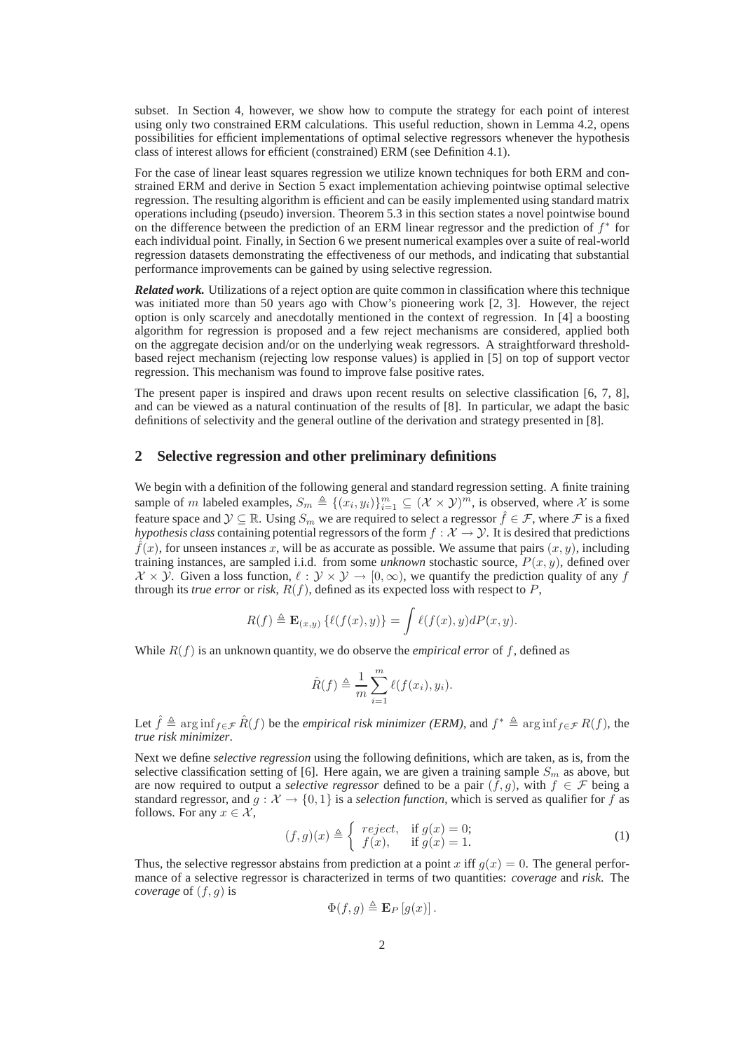subset. In Section 4, however, we show how to compute the strategy for each point of interest using only two constrained ERM calculations. This useful reduction, shown in Lemma 4.2, opens possibilities for efficient implementations of optimal selective regressors whenever the hypothesis class of interest allows for efficient (constrained) ERM (see Definition 4.1).

For the case of linear least squares regression we utilize known techniques for both ERM and constrained ERM and derive in Section 5 exact implementation achieving pointwise optimal selective regression. The resulting algorithm is efficient and can be easily implemented using standard matrix operations including (pseudo) inversion. Theorem 5.3 in this section states a novel pointwise bound on the difference between the prediction of an ERM linear regressor and the prediction of $f^*$ for each individual point. Finally, in Section 6 we present numerical examples over a suite of real-world regression datasets demonstrating the effectiveness of our methods, and indicating that substantial performance improvements can be gained by using selective regression.

***Related work.*** Utilizations of a reject option are quite common in classification where this technique was initiated more than 50 years ago with Chow's pioneering work [2, 3]. However, the reject option is only scarcely and anecdotally mentioned in the context of regression. In [4] a boosting algorithm for regression is proposed and a few reject mechanisms are considered, applied both on the aggregate decision and/or on the underlying weak regressors. A straightforward threshold-based reject mechanism (rejecting low response values) is applied in [5] on top of support vector regression. This mechanism was found to improve false positive rates.

The present paper is inspired and draws upon recent results on selective classification [6, 7, 8], and can be viewed as a natural continuation of the results of [8]. In particular, we adapt the basic definitions of selectivity and the general outline of the derivation and strategy presented in [8].

## 2 Selective regression and other preliminary definitions

We begin with a definition of the following general and standard regression setting. A finite training sample of $m$ labeled examples, $S_m \triangleq \{(x_i, y_i)\}_{i=1}^m \subseteq (\mathcal{X} \times \mathcal{Y})^m$, is observed, where $\mathcal{X}$ is some feature space and $\mathcal{Y} \subseteq \mathbb{R}$. Using $S_m$ we are required to select a regressor $\hat{f} \in \mathcal{F}$, where $\mathcal{F}$ is a fixed *hypothesis class* containing potential regressors of the form $f : \mathcal{X} \to \mathcal{Y}$. It is desired that predictions $\hat{f}(x)$, for unseen instances $x$, will be as accurate as possible. We assume that pairs $(x, y)$, including training instances, are sampled i.i.d. from some *unknown* stochastic source, $P(x, y)$, defined over $\mathcal{X} \times \mathcal{Y}$. Given a loss function, $\ell : \mathcal{Y} \times \mathcal{Y} \to [0, \infty)$, we quantify the prediction quality of any $f$ through its *true error* or *risk*, $R(f)$, defined as its expected loss with respect to $P$,

$$R(f) \triangleq \mathbf{E}_{(x,y)} \left\{ \ell(f(x), y) \right\} = \int \ell(f(x), y) dP(x, y).$$

While $R(f)$ is an unknown quantity, we do observe the *empirical error* of $f$, defined as

$$\hat{R}(f) \triangleq \frac{1}{m} \sum_{i=1}^{m} \ell(f(x_i), y_i).$$

Let $\hat{f} \triangleq \arg\inf_{f \in \mathcal{F}} \hat{R}(f)$ be the *empirical risk minimizer (ERM)*, and $f^* \triangleq \arg\inf_{f \in \mathcal{F}} R(f)$, the *true risk minimizer*.

Next we define *selective regression* using the following definitions, which are taken, as is, from the selective classification setting of [6]. Here again, we are given a training sample $S_m$ as above, but are now required to output a *selective regressor* defined to be a pair $(f, g)$, with $f \in \mathcal{F}$ being a standard regressor, and $g : \mathcal{X} \to \{0, 1\}$ is a *selection function*, which is served as qualifier for $f$ as follows. For any $x \in \mathcal{X}$,

$$(f, g)(x) \triangleq \begin{cases} reject, & \text{if } g(x) = 0; \\ f(x), & \text{if } g(x) = 1. \end{cases} \tag{1}$$

Thus, the selective regressor abstains from prediction at a point $x$ iff $g(x) = 0$. The general performance of a selective regressor is characterized in terms of two quantities: *coverage* and *risk*. The *coverage* of $(f, g)$ is

$$\Phi(f, g) \triangleq \mathbf{E}_P \left[ g(x) \right].$$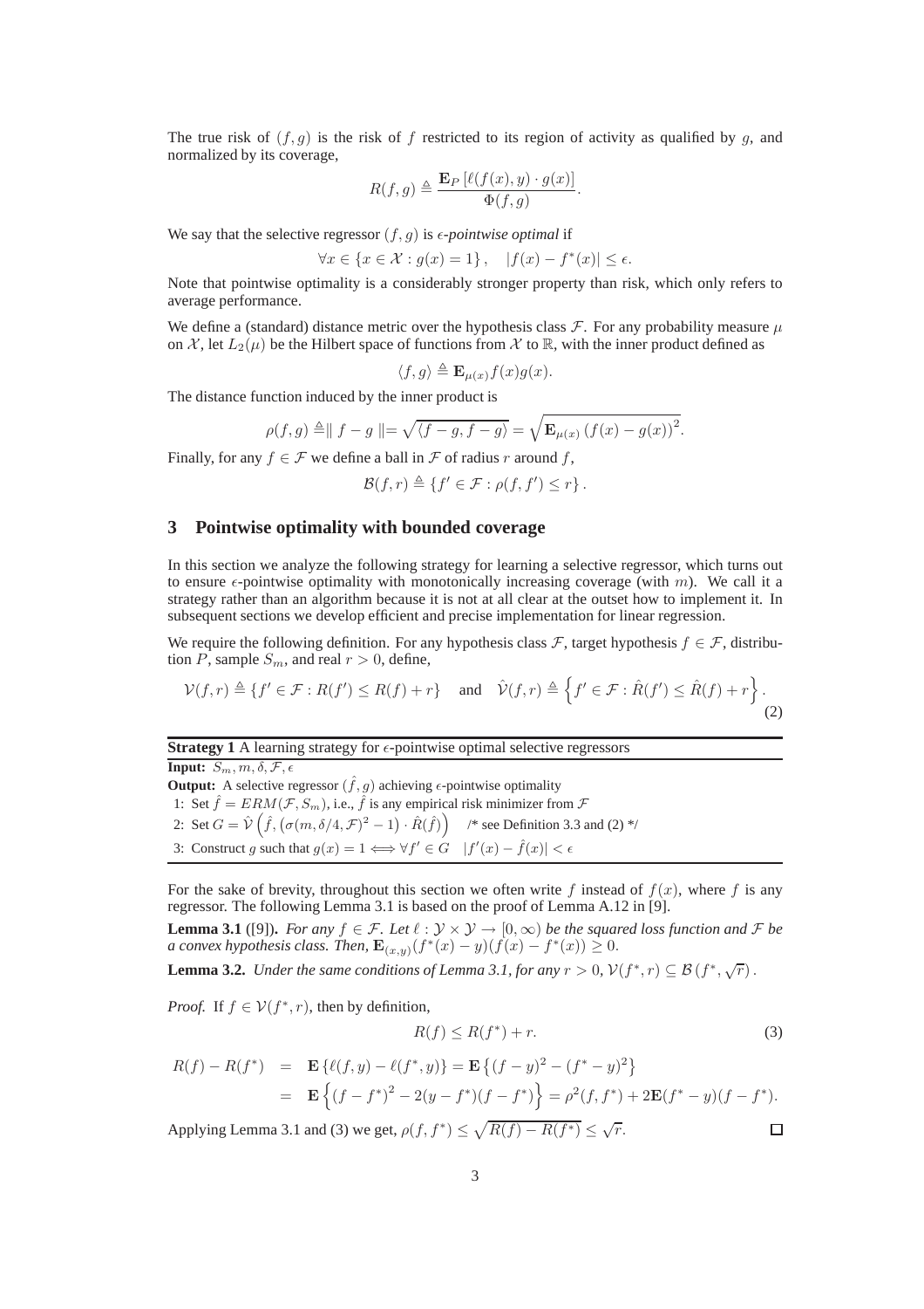The true risk of $(f, g)$ is the risk of $f$ restricted to its region of activity as qualified by $g$, and normalized by its coverage,

$$R(f, g) \triangleq \frac{\mathbf{E}_P \left[\ell(f(x), y) \cdot g(x)\right]}{\Phi(f, g)}.$$

We say that the selective regressor $(f, g)$ is *$\epsilon$-pointwise optimal* if

$$\forall x \in \{x \in \mathcal{X} : g(x) = 1\}, \quad |f(x) - f^*(x)| \leq \epsilon.$$

Note that pointwise optimality is a considerably stronger property than risk, which only refers to average performance.

We define a (standard) distance metric over the hypothesis class $\mathcal{F}$. For any probability measure $\mu$ on $\mathcal{X}$, let $L_2(\mu)$ be the Hilbert space of functions from $\mathcal{X}$ to $\mathbb{R}$, with the inner product defined as

$$\langle f, g \rangle \triangleq \mathbf{E}_{\mu(x)} f(x) g(x).$$

The distance function induced by the inner product is

$$\rho(f, g) \triangleq \| f - g \| = \sqrt{\langle f - g, f - g \rangle} = \sqrt{\mathbf{E}_{\mu(x)} \left(f(x) - g(x)\right)^2}.$$

Finally, for any $f \in \mathcal{F}$ we define a ball in $\mathcal{F}$ of radius $r$ around $f$,

$$\mathcal{B}(f, r) \triangleq \{f' \in \mathcal{F} : \rho(f, f') \leq r\}.$$

## 3 Pointwise optimality with bounded coverage

In this section we analyze the following strategy for learning a selective regressor, which turns out to ensure $\epsilon$-pointwise optimality with monotonically increasing coverage (with $m$). We call it a strategy rather than an algorithm because it is not at all clear at the outset how to implement it. In subsequent sections we develop efficient and precise implementation for linear regression.

We require the following definition. For any hypothesis class $\mathcal{F}$, target hypothesis $f \in \mathcal{F}$, distribution $P$, sample $S_m$, and real $r > 0$, define,

$$\mathcal{V}(f, r) \triangleq \{f' \in \mathcal{F} : R(f') \leq R(f) + r\} \quad \text{and} \quad \hat{\mathcal{V}}(f, r) \triangleq \left\{f' \in \mathcal{F} : \hat{R}(f') \leq \hat{R}(f) + r\right\}. \tag{2}$$

**Strategy 1** A learning strategy for $\epsilon$-pointwise optimal selective regressors

**Input:** $S_m, m, \delta, \mathcal{F}, \epsilon$

**Output:** A selective regressor $(\hat{f}, g)$ achieving $\epsilon$-pointwise optimality

1: Set $\hat{f} = ERM(\mathcal{F}, S_m)$, i.e., $\hat{f}$ is any empirical risk minimizer from $\mathcal{F}$

2: Set $G = \hat{\mathcal{V}}\left(\hat{f}, \left(\sigma(m, \delta/4, \mathcal{F})^2 - 1\right) \cdot \hat{R}(\hat{f})\right)$ /* see Definition 3.3 and (2) */

3: Construct $g$ such that $g(x) = 1 \iff \forall f' \in G \quad |f'(x) - \hat{f}(x)| < \epsilon$

For the sake of brevity, throughout this section we often write $f$ instead of $f(x)$, where $f$ is any regressor. The following Lemma 3.1 is based on the proof of Lemma A.12 in [9].

**Lemma 3.1** ([9]). *For any $f \in \mathcal{F}$. Let $\ell : \mathcal{Y} \times \mathcal{Y} \to [0, \infty)$ be the squared loss function and $\mathcal{F}$ be a convex hypothesis class. Then, $\mathbf{E}_{(x,y)}(f^*(x) - y)(f(x) - f^*(x)) \geq 0$.*

**Lemma 3.2.** *Under the same conditions of Lemma 3.1, for any $r > 0$, $\mathcal{V}(f^*, r) \subseteq \mathcal{B}\left(f^*, \sqrt{r}\right)$.*

*Proof.* If $f \in \mathcal{V}(f^*, r)$, then by definition,

$$R(f) \leq R(f^*) + r. \tag{3}$$

$$\begin{aligned} R(f) - R(f^*) &= \mathbf{E}\left\{\ell(f, y) - \ell(f^*, y)\right\} = \mathbf{E}\left\{(f - y)^2 - (f^* - y)^2\right\} \\ &= \mathbf{E}\left\{(f - f^*)^2 - 2(y - f^*)(f - f^*)\right\} = \rho^2(f, f^*) + 2\mathbf{E}(f^* - y)(f - f^*). \end{aligned}$$

Applying Lemma 3.1 and (3) we get, $\rho(f, f^*) \leq \sqrt{R(f) - R(f^*)} \leq \sqrt{r}$. $\square$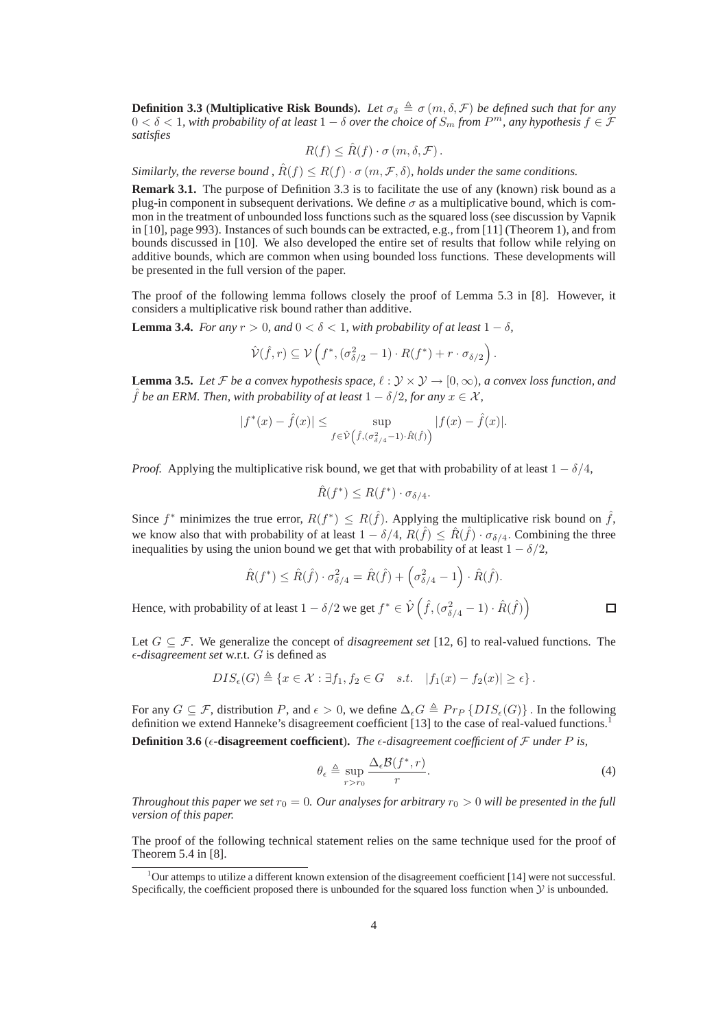**Definition 3.3** (**Multiplicative Risk Bounds**). *Let $\sigma_\delta \triangleq \sigma(m, \delta, \mathcal{F})$ be defined such that for any $0 < \delta < 1$, with probability of at least $1 - \delta$ over the choice of $S_m$ from $P^m$, any hypothesis $f \in \mathcal{F}$ satisfies*

$$R(f) \leq \hat{R}(f) \cdot \sigma(m, \delta, \mathcal{F}).$$

*Similarly, the reverse bound , $\hat{R}(f) \leq R(f) \cdot \sigma(m, \mathcal{F}, \delta)$, holds under the same conditions.*

**Remark 3.1.** The purpose of Definition 3.3 is to facilitate the use of any (known) risk bound as a plug-in component in subsequent derivations. We define $\sigma$ as a multiplicative bound, which is common in the treatment of unbounded loss functions such as the squared loss (see discussion by Vapnik in [10], page 993). Instances of such bounds can be extracted, e.g., from [11] (Theorem 1), and from bounds discussed in [10]. We also developed the entire set of results that follow while relying on additive bounds, which are common when using bounded loss functions. These developments will be presented in the full version of the paper.

The proof of the following lemma follows closely the proof of Lemma 5.3 in [8]. However, it considers a multiplicative risk bound rather than additive.

**Lemma 3.4.** *For any $r > 0$, and $0 < \delta < 1$, with probability of at least $1 - \delta$,*

$$\hat{\mathcal{V}}(\hat{f}, r) \subseteq \mathcal{V}\left(f^*, (\sigma^2_{\delta/2} - 1) \cdot R(f^*) + r \cdot \sigma_{\delta/2}\right).$$

**Lemma 3.5.** *Let $\mathcal{F}$ be a convex hypothesis space, $\ell : \mathcal{Y} \times \mathcal{Y} \to [0, \infty)$, a convex loss function, and $\hat{f}$ be an ERM. Then, with probability of at least $1 - \delta/2$, for any $x \in \mathcal{X}$,*

$$|f^*(x) - \hat{f}(x)| \leq \sup_{f \in \hat{\mathcal{V}}\left(\hat{f}, (\sigma^2_{\delta/4} - 1) \cdot \hat{R}(\hat{f})\right)} |f(x) - \hat{f}(x)|.$$

*Proof.* Applying the multiplicative risk bound, we get that with probability of at least $1 - \delta/4$,

$$\hat{R}(f^*) \leq R(f^*) \cdot \sigma_{\delta/4}.$$

Since $f^*$ minimizes the true error, $R(f^*) \leq R(\hat{f})$. Applying the multiplicative risk bound on $\hat{f}$, we know also that with probability of at least $1 - \delta/4$, $R(\hat{f}) \leq \hat{R}(\hat{f}) \cdot \sigma_{\delta/4}$. Combining the three inequalities by using the union bound we get that with probability of at least $1 - \delta/2$,

$$\hat{R}(f^*) \leq \hat{R}(\hat{f}) \cdot \sigma^2_{\delta/4} = \hat{R}(\hat{f}) + \left(\sigma^2_{\delta/4} - 1\right) \cdot \hat{R}(\hat{f}).$$

Hence, with probability of at least $1 - \delta/2$ we get $f^* \in \hat{\mathcal{V}}\left(\hat{f}, (\sigma^2_{\delta/4} - 1) \cdot \hat{R}(\hat{f})\right)$ $\square$

Let $G \subseteq \mathcal{F}$. We generalize the concept of *disagreement set* [12, 6] to real-valued functions. The *$\epsilon$-disagreement set* w.r.t. $G$ is defined as

$$DIS_\epsilon(G) \triangleq \{x \in \mathcal{X} : \exists f_1, f_2 \in G \quad s.t. \quad |f_1(x) - f_2(x)| \geq \epsilon\}.$$

For any $G \subseteq \mathcal{F}$, distribution $P$, and $\epsilon > 0$, we define $\Delta_\epsilon G \triangleq Pr_P\{DIS_\epsilon(G)\}$. In the following definition we extend Hanneke's disagreement coefficient [13] to the case of real-valued functions.[1]

**Definition 3.6** (**$\epsilon$-disagreement coefficient**). *The $\epsilon$-disagreement coefficient of $\mathcal{F}$ under $P$ is,*

$$\theta_\epsilon \triangleq \sup_{r > r_0} \frac{\Delta_\epsilon \mathcal{B}(f^*, r)}{r}. \tag{4}$$

*Throughout this paper we set $r_0 = 0$. Our analyses for arbitrary $r_0 > 0$ will be presented in the full version of this paper.*

The proof of the following technical statement relies on the same technique used for the proof of Theorem 5.4 in [8].

[1] Our attemps to utilize a different known extension of the disagreement coefficient [14] were not successful. Specifically, the coefficient proposed there is unbounded for the squared loss function when $\mathcal{Y}$ is unbounded.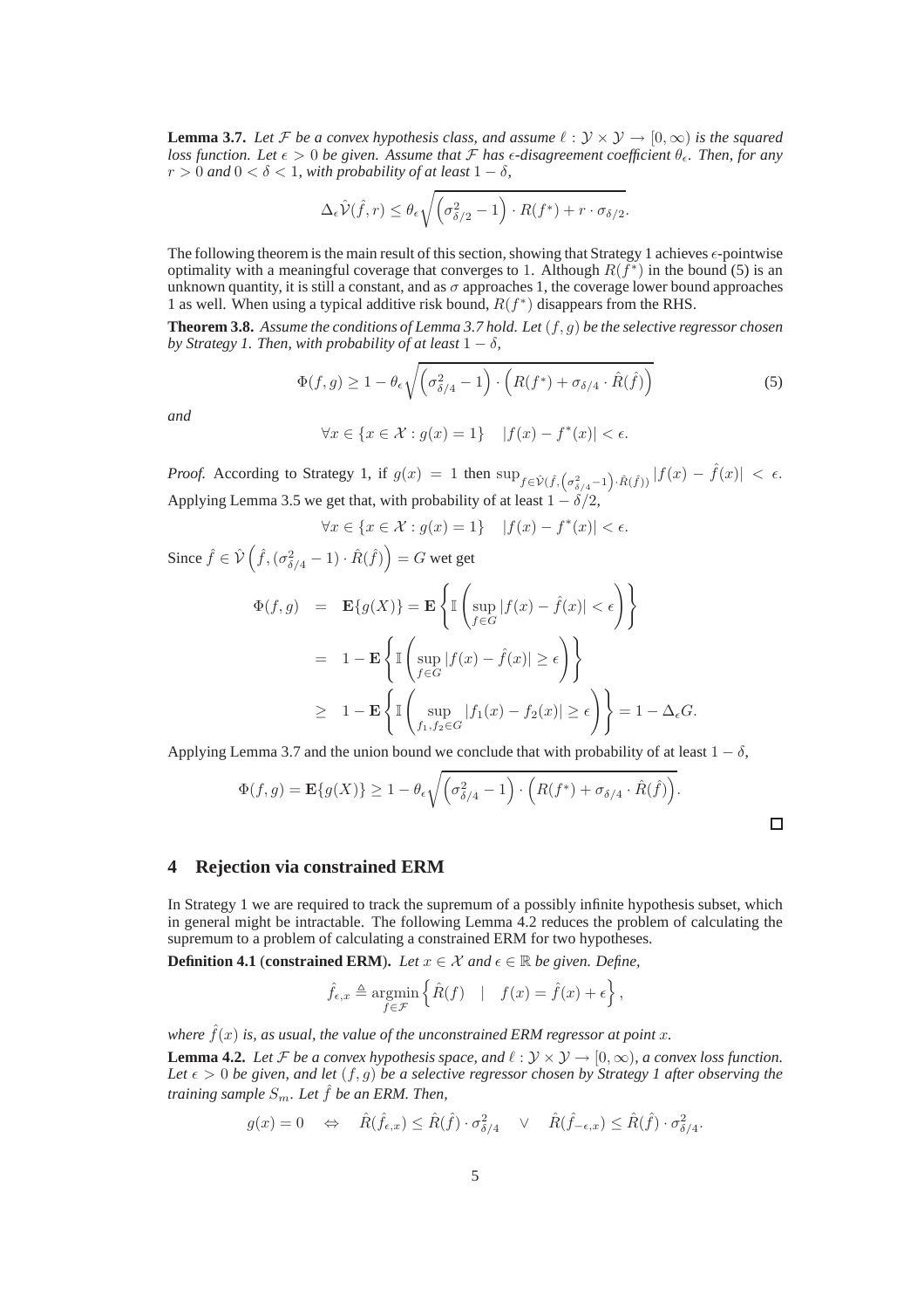**Lemma 3.7.** *Let $\mathcal{F}$ be a convex hypothesis class, and assume $\ell : \mathcal{Y} \times \mathcal{Y} \rightarrow [0, \infty)$ is the squared loss function. Let $\epsilon > 0$ be given. Assume that $\mathcal{F}$ has $\epsilon$-disagreement coefficient $\theta_\epsilon$. Then, for any $r > 0$ and $0 < \delta < 1$, with probability of at least $1 - \delta$,*

$$\Delta_\epsilon \hat{\mathcal{V}}(\hat{f}, r) \leq \theta_\epsilon \sqrt{\left(\sigma^2_{\delta/2} - 1\right) \cdot R(f^*) + r \cdot \sigma_{\delta/2}}.$$

The following theorem is the main result of this section, showing that Strategy 1 achieves $\epsilon$-pointwise optimality with a meaningful coverage that converges to 1. Although $R(f^*)$ in the bound (5) is an unknown quantity, it is still a constant, and as $\sigma$ approaches 1, the coverage lower bound approaches 1 as well. When using a typical additive risk bound, $R(f^*)$ disappears from the RHS.

**Theorem 3.8.** *Assume the conditions of Lemma 3.7 hold. Let $(f, g)$ be the selective regressor chosen by Strategy 1. Then, with probability of at least $1 - \delta$,*

$$\Phi(f, g) \geq 1 - \theta_\epsilon \sqrt{\left(\sigma^2_{\delta/4} - 1\right) \cdot \left(R(f^*) + \sigma_{\delta/4} \cdot \hat{R}(\hat{f})\right)} \tag{5}$$

*and*

$$\forall x \in \{x \in \mathcal{X} : g(x) = 1\} \quad |f(x) - f^*(x)| < \epsilon.$$

*Proof.* According to Strategy 1, if $g(x) = 1$ then $\sup_{f \in \hat{\mathcal{V}}(\hat{f}, \left(\sigma^2_{\delta/4}-1\right) \cdot \hat{R}(\hat{f}))} |f(x) - \hat{f}(x)| < \epsilon$. Applying Lemma 3.5 we get that, with probability of at least $1 - \delta/2$,

$$\forall x \in \{x \in \mathcal{X} : g(x) = 1\} \quad |f(x) - f^*(x)| < \epsilon.$$

Since $\hat{f} \in \hat{\mathcal{V}}\left(\hat{f}, (\sigma^2_{\delta/4} - 1) \cdot \hat{R}(\hat{f})\right) = G$ wet get

$$\begin{aligned}
\Phi(f, g) &= \mathbf{E}\{g(X)\} = \mathbf{E}\left\{\mathbb{I}\left(\sup_{f \in G} |f(x) - \hat{f}(x)| < \epsilon\right)\right\} \\
&= 1 - \mathbf{E}\left\{\mathbb{I}\left(\sup_{f \in G} |f(x) - \hat{f}(x)| \geq \epsilon\right)\right\} \\
&\geq 1 - \mathbf{E}\left\{\mathbb{I}\left(\sup_{f_1, f_2 \in G} |f_1(x) - f_2(x)| \geq \epsilon\right)\right\} = 1 - \Delta_\epsilon G.
\end{aligned}$$

Applying Lemma 3.7 and the union bound we conclude that with probability of at least $1 - \delta$,

$$\Phi(f, g) = \mathbf{E}\{g(X)\} \geq 1 - \theta_\epsilon \sqrt{\left(\sigma^2_{\delta/4} - 1\right) \cdot \left(R(f^*) + \sigma_{\delta/4} \cdot \hat{R}(\hat{f})\right)}.$$

□

## 4 Rejection via constrained ERM

In Strategy 1 we are required to track the supremum of a possibly infinite hypothesis subset, which in general might be intractable. The following Lemma 4.2 reduces the problem of calculating the supremum to a problem of calculating a constrained ERM for two hypotheses.

**Definition 4.1** (**constrained ERM**). *Let $x \in \mathcal{X}$ and $\epsilon \in \mathbb{R}$ be given. Define,*

$$\hat{f}_{\epsilon,x} \triangleq \operatorname*{argmin}_{f \in \mathcal{F}} \left\{ \hat{R}(f) \quad | \quad f(x) = \hat{f}(x) + \epsilon \right\},$$

*where $\hat{f}(x)$ is, as usual, the value of the unconstrained ERM regressor at point $x$.*

**Lemma 4.2.** *Let $\mathcal{F}$ be a convex hypothesis space, and $\ell : \mathcal{Y} \times \mathcal{Y} \rightarrow [0, \infty)$, a convex loss function. Let $\epsilon > 0$ be given, and let $(f, g)$ be a selective regressor chosen by Strategy 1 after observing the training sample $S_m$. Let $\hat{f}$ be an ERM. Then,*

$$g(x) = 0 \quad \Leftrightarrow \quad \hat{R}(\hat{f}_{\epsilon,x}) \leq \hat{R}(\hat{f}) \cdot \sigma^2_{\delta/4} \quad \vee \quad \hat{R}(\hat{f}_{-\epsilon,x}) \leq \hat{R}(\hat{f}) \cdot \sigma^2_{\delta/4}.$$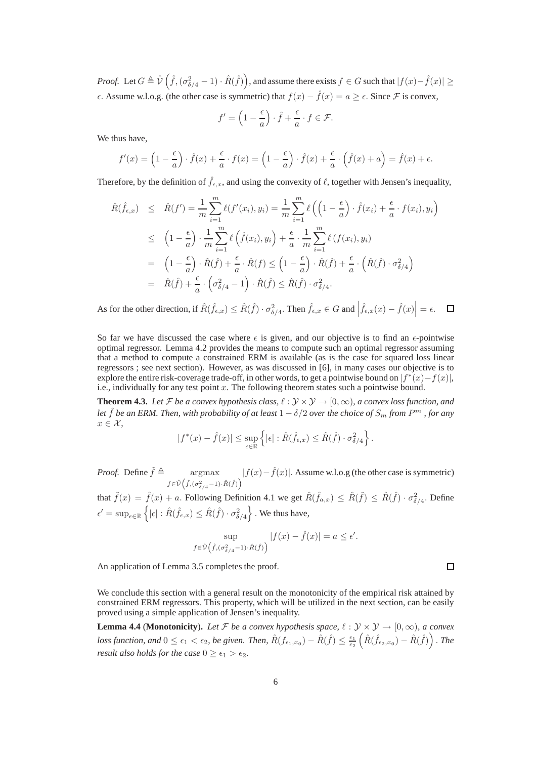*Proof.* Let $G \triangleq \hat{\mathcal{V}}\left(\hat{f}, (\sigma^2_{\delta/4} - 1) \cdot \hat{R}(\hat{f})\right)$, and assume there exists $f \in G$ such that $|f(x) - \hat{f}(x)| \geq \epsilon$. Assume w.l.o.g. (the other case is symmetric) that $f(x) - \hat{f}(x) = a \geq \epsilon$. Since $\mathcal{F}$ is convex,

$$f' = \left(1 - \frac{\epsilon}{a}\right) \cdot \hat{f} + \frac{\epsilon}{a} \cdot f \in \mathcal{F}.$$

We thus have,

$$f'(x) = \left(1 - \frac{\epsilon}{a}\right) \cdot \hat{f}(x) + \frac{\epsilon}{a} \cdot f(x) = \left(1 - \frac{\epsilon}{a}\right) \cdot \hat{f}(x) + \frac{\epsilon}{a} \cdot \left(\hat{f}(x) + a\right) = \hat{f}(x) + \epsilon.$$

Therefore, by the definition of $\hat{f}_{\epsilon,x}$, and using the convexity of $\ell$, together with Jensen's inequality,

$$\begin{aligned}
\hat{R}(\hat{f}_{\epsilon,x}) &\leq \hat{R}(f') = \frac{1}{m}\sum_{i=1}^{m} \ell(f'(x_i), y_i) = \frac{1}{m}\sum_{i=1}^{m} \ell\left(\left(1 - \frac{\epsilon}{a}\right) \cdot \hat{f}(x_i) + \frac{\epsilon}{a} \cdot f(x_i), y_i\right) \\
&\leq \left(1 - \frac{\epsilon}{a}\right) \cdot \frac{1}{m}\sum_{i=1}^{m} \ell\left(\hat{f}(x_i), y_i\right) + \frac{\epsilon}{a} \cdot \frac{1}{m}\sum_{i=1}^{m} \ell\left(f(x_i), y_i\right) \\
&= \left(1 - \frac{\epsilon}{a}\right) \cdot \hat{R}(\hat{f}) + \frac{\epsilon}{a} \cdot \hat{R}(f) \leq \left(1 - \frac{\epsilon}{a}\right) \cdot \hat{R}(\hat{f}) + \frac{\epsilon}{a} \cdot \left(\hat{R}(\hat{f}) \cdot \sigma^2_{\delta/4}\right) \\
&= \hat{R}(\hat{f}) + \frac{\epsilon}{a} \cdot \left(\sigma^2_{\delta/4} - 1\right) \cdot \hat{R}(\hat{f}) \leq \hat{R}(\hat{f}) \cdot \sigma^2_{\delta/4}.
\end{aligned}$$

As for the other direction, if $\hat{R}(\hat{f}_{\epsilon,x}) \leq \hat{R}(\hat{f}) \cdot \sigma^2_{\delta/4}$. Then $\hat{f}_{\epsilon,x} \in G$ and $\left|\hat{f}_{\epsilon,x}(x) - \hat{f}(x)\right| = \epsilon$. □

So far we have discussed the case where $\epsilon$ is given, and our objective is to find an $\epsilon$-pointwise optimal regressor. Lemma 4.2 provides the means to compute such an optimal regressor assuming that a method to compute a constrained ERM is available (as is the case for squared loss linear regressors ; see next section). However, as was discussed in [6], in many cases our objective is to explore the entire risk-coverage trade-off, in other words, to get a pointwise bound on $|f^*(x) - f(x)|$, i.e., individually for any test point $x$. The following theorem states such a pointwise bound.

**Theorem 4.3.** *Let $\mathcal{F}$ be a convex hypothesis class, $\ell : \mathcal{Y} \times \mathcal{Y} \to [0, \infty)$, a convex loss function, and let $\hat{f}$ be an ERM. Then, with probability of at least $1 - \delta/2$ over the choice of $S_m$ from $P^m$ , for any $x \in \mathcal{X}$,*

$$|f^*(x) - \hat{f}(x)| \leq \sup_{\epsilon \in \mathbb{R}} \left\{ |\epsilon| : \hat{R}(\hat{f}_{\epsilon,x}) \leq \hat{R}(\hat{f}) \cdot \sigma^2_{\delta/4} \right\}.$$

*Proof.* Define $\tilde{f} \triangleq \underset{f \in \hat{\mathcal{V}}\left(\hat{f}, (\sigma^2_{\delta/4} - 1) \cdot \hat{R}(\hat{f})\right)}{\operatorname{argmax}} |f(x) - \hat{f}(x)|$. Assume w.l.o.g (the other case is symmetric) that $\tilde{f}(x) = \hat{f}(x) + a$. Following Definition 4.1 we get $\hat{R}(\hat{f}_{a,x}) \leq \hat{R}(\tilde{f}) \leq \hat{R}(\hat{f}) \cdot \sigma^2_{\delta/4}$. Define $\epsilon' = \sup_{\epsilon \in \mathbb{R}} \left\{ |\epsilon| : \hat{R}(\hat{f}_{\epsilon,x}) \leq \hat{R}(\hat{f}) \cdot \sigma^2_{\delta/4} \right\}$. We thus have,

$$\sup_{f \in \hat{\mathcal{V}}\left(\hat{f}, (\sigma^2_{\delta/4} - 1) \cdot \hat{R}(\hat{f})\right)} |f(x) - \hat{f}(x)| = a \leq \epsilon'.$$

An application of Lemma 3.5 completes the proof. □

We conclude this section with a general result on the monotonicity of the empirical risk attained by constrained ERM regressors. This property, which will be utilized in the next section, can be easily proved using a simple application of Jensen's inequality.

**Lemma 4.4 (Monotonicity).** *Let $\mathcal{F}$ be a convex hypothesis space, $\ell : \mathcal{Y} \times \mathcal{Y} \to [0, \infty)$, a convex loss function, and $0 \leq \epsilon_1 < \epsilon_2$, be given. Then, $\hat{R}(f_{\epsilon_1,x_0}) - \hat{R}(\hat{f}) \leq \frac{\epsilon_1}{\epsilon_2}\left(\hat{R}(\hat{f}_{\epsilon_2,x_0}) - \hat{R}(\hat{f})\right)$. The result also holds for the case $0 \geq \epsilon_1 > \epsilon_2$.*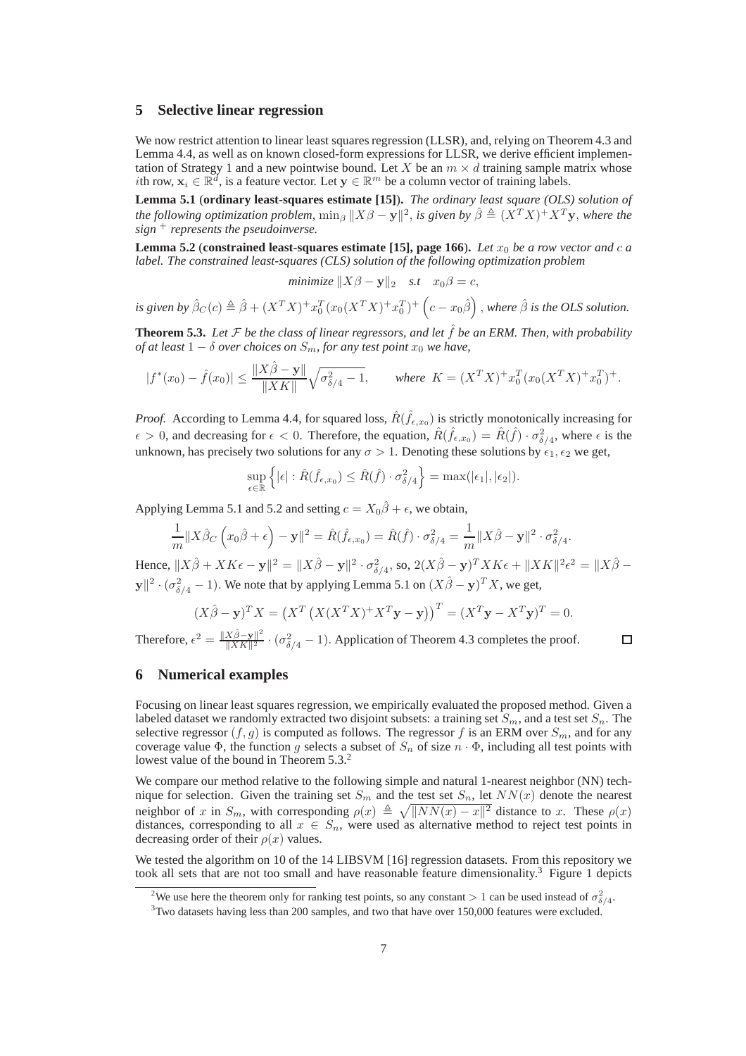## 5 Selective linear regression

We now restrict attention to linear least squares regression (LLSR), and, relying on Theorem 4.3 and Lemma 4.4, as well as on known closed-form expressions for LLSR, we derive efficient implementation of Strategy 1 and a new pointwise bound. Let $X$ be an $m \times d$ training sample matrix whose $i$th row, $\mathbf{x}_i \in \mathbb{R}^d$, is a feature vector. Let $\mathbf{y} \in \mathbb{R}^m$ be a column vector of training labels.

**Lemma 5.1** (**ordinary least-squares estimate [15]**). *The ordinary least square (OLS) solution of the following optimization problem,* $\min_\beta \|X\beta - \mathbf{y}\|^2$*, is given by* $\hat{\beta} \triangleq (X^T X)^+ X^T \mathbf{y}$*, where the sign* $^+$ *represents the pseudoinverse.*

**Lemma 5.2** (**constrained least-squares estimate [15], page 166**). *Let $x_0$ be a row vector and $c$ a label. The constrained least-squares (CLS) solution of the following optimization problem*

$$\textit{minimize } \|X\beta - \mathbf{y}\|_2 \quad \textit{s.t} \quad x_0\beta = c,$$

*is given by* $\hat{\beta}_C(c) \triangleq \hat{\beta} + (X^T X)^+ x_0^T (x_0 (X^T X)^+ x_0^T)^+ \left(c - x_0\hat{\beta}\right)$*, where $\hat{\beta}$ is the OLS solution.*

**Theorem 5.3.** *Let $\mathcal{F}$ be the class of linear regressors, and let $\hat{f}$ be an ERM. Then, with probability of at least $1-\delta$ over choices on $S_m$, for any test point $x_0$ we have,*

$$|f^*(x_0) - \hat{f}(x_0)| \leq \frac{\|X\hat{\beta} - \mathbf{y}\|}{\|XK\|}\sqrt{\sigma^2_{\delta/4} - 1}, \qquad \textit{where } K = (X^T X)^+ x_0^T (x_0 (X^T X)^+ x_0^T)^+.$$

*Proof.* According to Lemma 4.4, for squared loss, $\hat{R}(\hat{f}_{\epsilon,x_0})$ is strictly monotonically increasing for $\epsilon > 0$, and decreasing for $\epsilon < 0$. Therefore, the equation, $\hat{R}(\hat{f}_{\epsilon,x_0}) = \hat{R}(\hat{f}) \cdot \sigma^2_{\delta/4}$, where $\epsilon$ is the unknown, has precisely two solutions for any $\sigma > 1$. Denoting these solutions by $\epsilon_1, \epsilon_2$ we get,

$$\sup_{\epsilon \in \mathbb{R}} \left\{ |\epsilon| : \hat{R}(\hat{f}_{\epsilon,x_0}) \leq \hat{R}(\hat{f}) \cdot \sigma^2_{\delta/4} \right\} = \max(|\epsilon_1|, |\epsilon_2|).$$

Applying Lemma 5.1 and 5.2 and setting $c = X_0\hat{\beta} + \epsilon$, we obtain,

$$\frac{1}{m}\|X\hat{\beta}_C\left(x_0\hat{\beta} + \epsilon\right) - \mathbf{y}\|^2 = \hat{R}(\hat{f}_{\epsilon,x_0}) = \hat{R}(\hat{f}) \cdot \sigma^2_{\delta/4} = \frac{1}{m}\|X\hat{\beta} - \mathbf{y}\|^2 \cdot \sigma^2_{\delta/4}.$$

Hence, $\|X\hat{\beta} + XK\epsilon - \mathbf{y}\|^2 = \|X\hat{\beta} - \mathbf{y}\|^2 \cdot \sigma^2_{\delta/4}$, so, $2(X\hat{\beta} - \mathbf{y})^T XK\epsilon + \|XK\|^2\epsilon^2 = \|X\hat{\beta} - \mathbf{y}\|^2 \cdot (\sigma^2_{\delta/4} - 1)$. We note that by applying Lemma 5.1 on $(X\hat{\beta} - \mathbf{y})^T X$, we get,

$$(X\hat{\beta} - \mathbf{y})^T X = \left(X^T\left(X(X^T X)^+ X^T \mathbf{y} - \mathbf{y}\right)\right)^T = (X^T\mathbf{y} - X^T\mathbf{y})^T = 0.$$

Therefore, $\epsilon^2 = \frac{\|X\hat{\beta} - \mathbf{y}\|^2}{\|XK\|^2} \cdot (\sigma^2_{\delta/4} - 1)$. Application of Theorem 4.3 completes the proof. □

## 6 Numerical examples

Focusing on linear least squares regression, we empirically evaluated the proposed method. Given a labeled dataset we randomly extracted two disjoint subsets: a training set $S_m$, and a test set $S_n$. The selective regressor $(f, g)$ is computed as follows. The regressor $f$ is an ERM over $S_m$, and for any coverage value $\Phi$, the function $g$ selects a subset of $S_n$ of size $n \cdot \Phi$, including all test points with lowest value of the bound in Theorem 5.3.[2]

We compare our method relative to the following simple and natural 1-nearest neighbor (NN) technique for selection. Given the training set $S_m$ and the test set $S_n$, let $NN(x)$ denote the nearest neighbor of $x$ in $S_m$, with corresponding $\rho(x) \triangleq \sqrt{\|NN(x) - x\|^2}$ distance to $x$. These $\rho(x)$ distances, corresponding to all $x \in S_n$, were used as alternative method to reject test points in decreasing order of their $\rho(x)$ values.

We tested the algorithm on 10 of the 14 LIBSVM [16] regression datasets. From this repository we took all sets that are not too small and have reasonable feature dimensionality.[3] Figure 1 depicts

[2] We use here the theorem only for ranking test points, so any constant $> 1$ can be used instead of $\sigma^2_{\delta/4}$.

[3] Two datasets having less than 200 samples, and two that have over 150,000 features were excluded.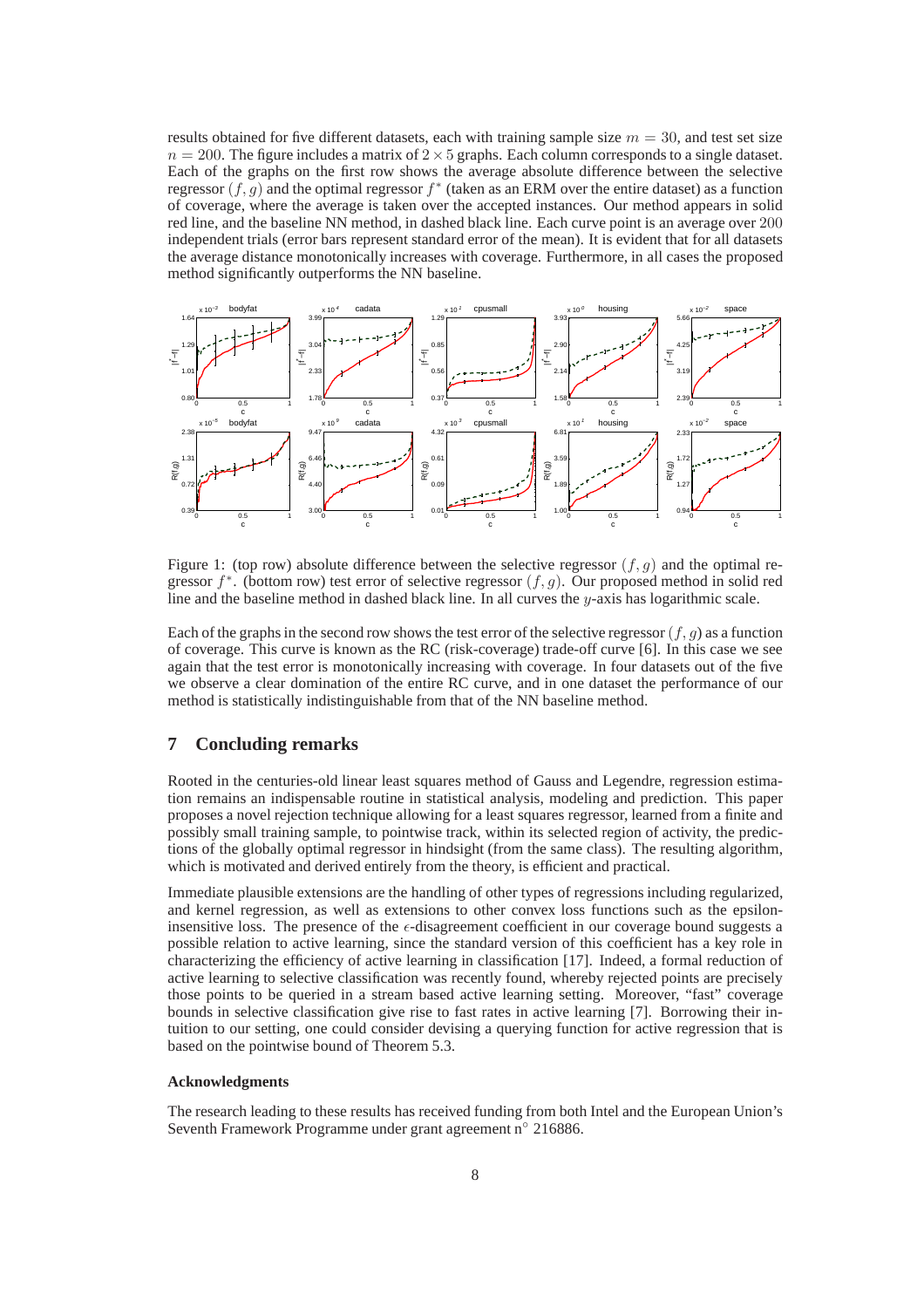results obtained for five different datasets, each with training sample size $m = 30$, and test set size $n = 200$. The figure includes a matrix of $2 \times 5$ graphs. Each column corresponds to a single dataset. Each of the graphs on the first row shows the average absolute difference between the selective regressor $(f, g)$ and the optimal regressor $f^*$ (taken as an ERM over the entire dataset) as a function of coverage, where the average is taken over the accepted instances. Our method appears in solid red line, and the baseline NN method, in dashed black line. Each curve point is an average over 200 independent trials (error bars represent standard error of the mean). It is evident that for all datasets the average distance monotonically increases with coverage. Furthermore, in all cases the proposed method significantly outperforms the NN baseline.

Figure 1: (top row) absolute difference between the selective regressor $(f, g)$ and the optimal regressor $f^*$. (bottom row) test error of selective regressor $(f, g)$. Our proposed method in solid red line and the baseline method in dashed black line. In all curves the $y$-axis has logarithmic scale.

Each of the graphs in the second row shows the test error of the selective regressor $(f, g)$ as a function of coverage. This curve is known as the RC (risk-coverage) trade-off curve [6]. In this case we see again that the test error is monotonically increasing with coverage. In four datasets out of the five we observe a clear domination of the entire RC curve, and in one dataset the performance of our method is statistically indistinguishable from that of the NN baseline method.

## 7 Concluding remarks

Rooted in the centuries-old linear least squares method of Gauss and Legendre, regression estimation remains an indispensable routine in statistical analysis, modeling and prediction. This paper proposes a novel rejection technique allowing for a least squares regressor, learned from a finite and possibly small training sample, to pointwise track, within its selected region of activity, the predictions of the globally optimal regressor in hindsight (from the same class). The resulting algorithm, which is motivated and derived entirely from the theory, is efficient and practical.

Immediate plausible extensions are the handling of other types of regressions including regularized, and kernel regression, as well as extensions to other convex loss functions such as the epsilon-insensitive loss. The presence of the $\epsilon$-disagreement coefficient in our coverage bound suggests a possible relation to active learning, since the standard version of this coefficient has a key role in characterizing the efficiency of active learning in classification [17]. Indeed, a formal reduction of active learning to selective classification was recently found, whereby rejected points are precisely those points to be queried in a stream based active learning setting. Moreover, "fast" coverage bounds in selective classification give rise to fast rates in active learning [7]. Borrowing their intuition to our setting, one could consider devising a querying function for active regression that is based on the pointwise bound of Theorem 5.3.

### Acknowledgments

The research leading to these results has received funding from both Intel and the European Union's Seventh Framework Programme under grant agreement n° 216886.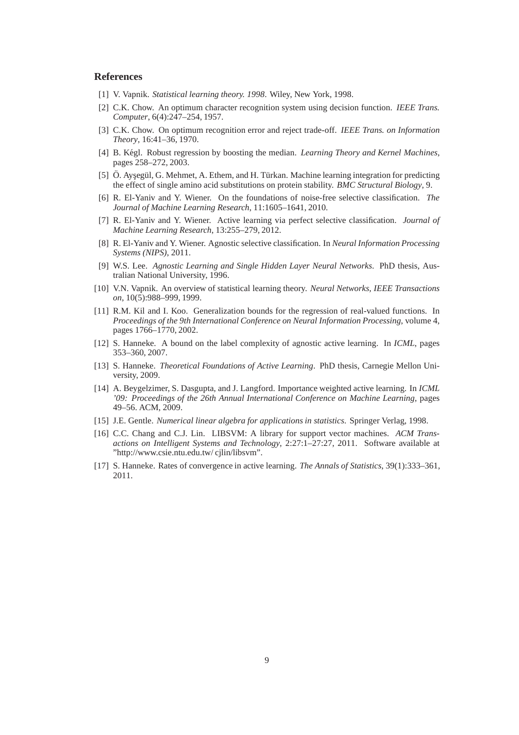## References

[1] V. Vapnik. *Statistical learning theory. 1998*. Wiley, New York, 1998.

[2] C.K. Chow. An optimum character recognition system using decision function. *IEEE Trans. Computer*, 6(4):247–254, 1957.

[3] C.K. Chow. On optimum recognition error and reject trade-off. *IEEE Trans. on Information Theory*, 16:41–36, 1970.

[4] B. Kégl. Robust regression by boosting the median. *Learning Theory and Kernel Machines*, pages 258–272, 2003.

[5] Ö. Ayşegül, G. Mehmet, A. Ethem, and H. Türkan. Machine learning integration for predicting the effect of single amino acid substitutions on protein stability. *BMC Structural Biology*, 9.

[6] R. El-Yaniv and Y. Wiener. On the foundations of noise-free selective classification. *The Journal of Machine Learning Research*, 11:1605–1641, 2010.

[7] R. El-Yaniv and Y. Wiener. Active learning via perfect selective classification. *Journal of Machine Learning Research*, 13:255–279, 2012.

[8] R. El-Yaniv and Y. Wiener. Agnostic selective classification. In *Neural Information Processing Systems (NIPS)*, 2011.

[9] W.S. Lee. *Agnostic Learning and Single Hidden Layer Neural Networks*. PhD thesis, Australian National University, 1996.

[10] V.N. Vapnik. An overview of statistical learning theory. *Neural Networks, IEEE Transactions on*, 10(5):988–999, 1999.

[11] R.M. Kil and I. Koo. Generalization bounds for the regression of real-valued functions. In *Proceedings of the 9th International Conference on Neural Information Processing*, volume 4, pages 1766–1770, 2002.

[12] S. Hanneke. A bound on the label complexity of agnostic active learning. In *ICML*, pages 353–360, 2007.

[13] S. Hanneke. *Theoretical Foundations of Active Learning*. PhD thesis, Carnegie Mellon University, 2009.

[14] A. Beygelzimer, S. Dasgupta, and J. Langford. Importance weighted active learning. In *ICML '09: Proceedings of the 26th Annual International Conference on Machine Learning*, pages 49–56. ACM, 2009.

[15] J.E. Gentle. *Numerical linear algebra for applications in statistics*. Springer Verlag, 1998.

[16] C.C. Chang and C.J. Lin. LIBSVM: A library for support vector machines. *ACM Transactions on Intelligent Systems and Technology*, 2:27:1–27:27, 2011. Software available at "http://www.csie.ntu.edu.tw/ cjlin/libsvm".

[17] S. Hanneke. Rates of convergence in active learning. *The Annals of Statistics*, 39(1):333–361, 2011.